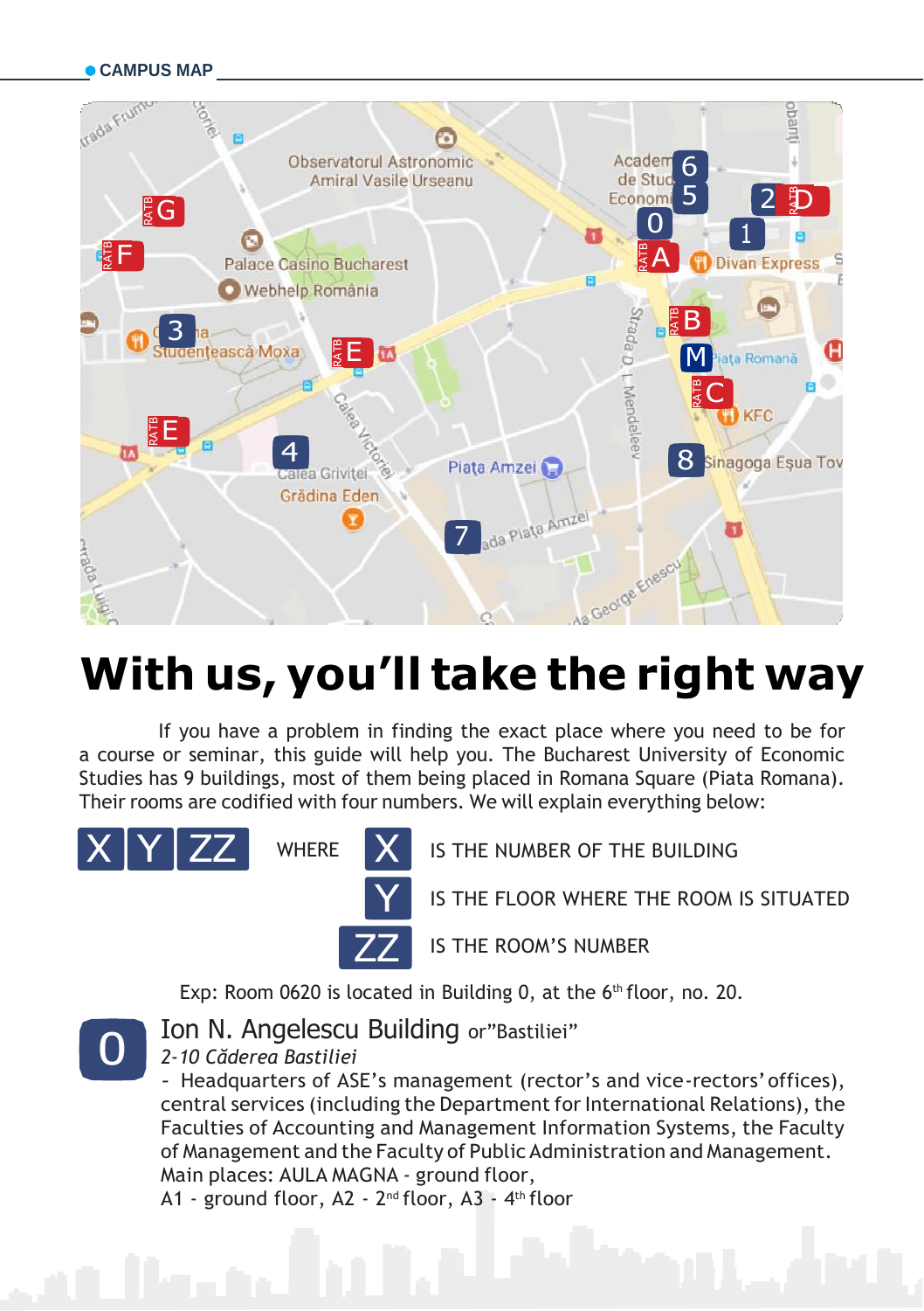CAMPUS MAP

# With us, you'll take the right way

If you have a problem in finding the exact place where you need to be for a course or seminar, this guide will help you. The Bucharest University of Economic Studies has 9 buildings, most of them being placed in Romana Square (Piata Romana). Their rooms are codified with four numbers. We will explain everything below:

X Y ZZ WHERE

- **X** IS THE NUMBER OF THE BUILDING
- **Y** IS THE FLOOR WHERE THE ROOM IS SITUATED
- **ZZ** IS THE ROOM'S NUMBER

Exp: Room 0620 is located in Building 0, at the 6th floor, no. 20.

## 0 Ion N. Angelescu Building or"Bastiliei"

*2-10 Căderea Bastiliei*

- Headquarters of ASE's management (rector's and vice-rectors' offices), central services (including the Department for International Relations), the Faculties of Accounting and Management Information Systems, the Faculty of Management and the Faculty of Public Administration and Management.

Main places: AULA MAGNA - ground floor,
A1 - ground floor, A2 - 2nd floor, A3 - 4th floor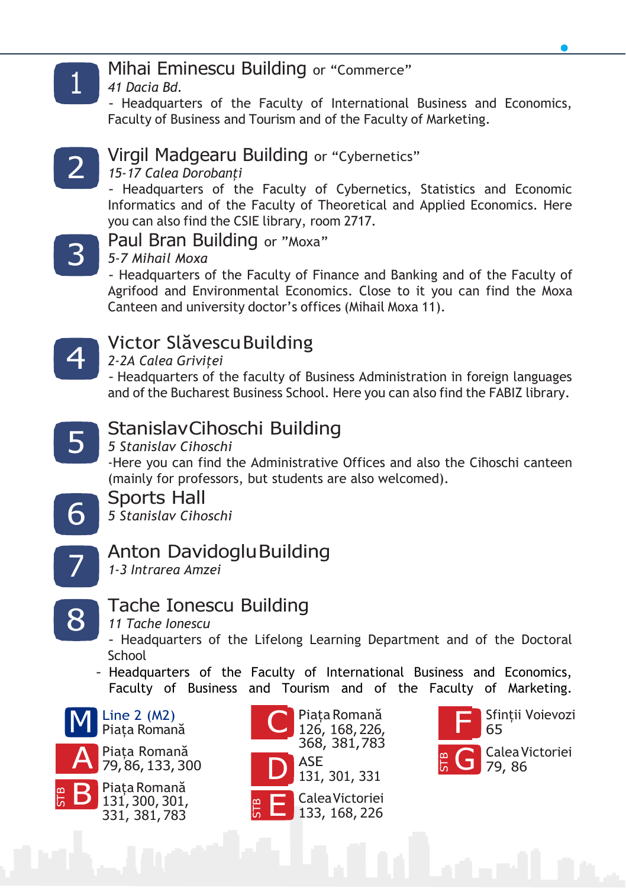## 1 Mihai Eminescu Building or "Commerce"

*41 Dacia Bd.*

- Headquarters of the Faculty of International Business and Economics, Faculty of Business and Tourism and of the Faculty of Marketing.

## 2 Virgil Madgearu Building or "Cybernetics"

*15-17 Calea Dorobanți*

- Headquarters of the Faculty of Cybernetics, Statistics and Economic Informatics and of the Faculty of Theoretical and Applied Economics. Here you can also find the CSIE library, room 2717.

## 3 Paul Bran Building or "Moxa"

*5-7 Mihail Moxa*

- Headquarters of the Faculty of Finance and Banking and of the Faculty of Agrifood and Environmental Economics. Close to it you can find the Moxa Canteen and university doctor's offices (Mihail Moxa 11).

## 4 Victor Slăvescu Building

*2-2A Calea Griviței*

- Headquarters of the faculty of Business Administration in foreign languages and of the Bucharest Business School. Here you can also find the FABIZ library.

## 5 Stanislav Cihoschi Building

*5 Stanislav Cihoschi*

-Here you can find the Administrative Offices and also the Cihoschi canteen (mainly for professors, but students are also welcomed).

## 6 Sports Hall

*5 Stanislav Cihoschi*

## 7 Anton Davidoglu Building

*1-3 Intrarea Amzei*

## 8 Tache Ionescu Building

*11 Tache Ionescu*

- Headquarters of the Lifelong Learning Department and of the Doctoral School
- Headquarters of the Faculty of International Business and Economics, Faculty of Business and Tourism and of the Faculty of Marketing.

**M** Line 2 (M2)
Piața Romană

**A** Piața Romană
79, 86, 133, 300

**B** (STB) Piața Romană
131, 300, 301, 331, 381, 783

**C** Piața Romană
126, 168, 226, 368, 381, 783

**D** ASE
131, 301, 331

**E** (STB) Calea Victoriei
133, 168, 226

**F** Sfinții Voievozi
65

**G** (STB) Calea Victoriei
79, 86